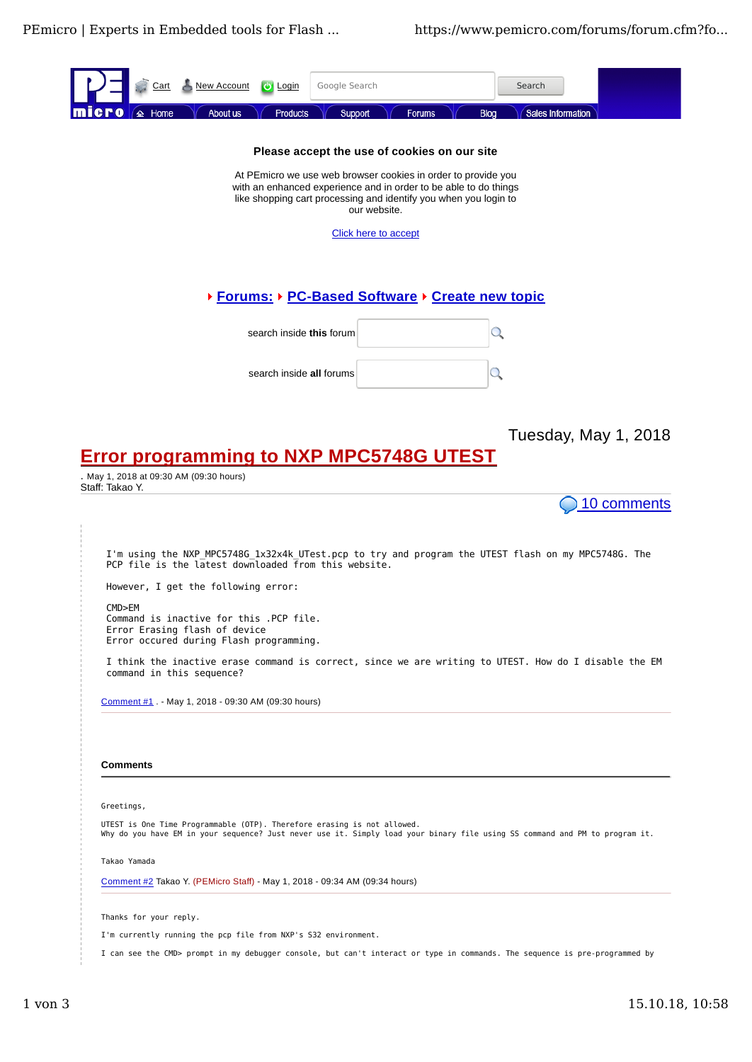Cart New Account Login Google Search Search

Home | About us | Products | Support | Forums | Blog | Sales Information

**Please accept the use of cookies on our site**

At PEmicro we use web browser cookies in order to provide you with an enhanced experience and in order to be able to do things like shopping cart processing and identify you when you login to our website.

Click here to accept

**Forums:** ▸ **PC-Based Software** ▸ **Create new topic**

search inside **this** forum

search inside **all** forums

Tuesday, May 1, 2018

# Error programming to NXP MPC5748G UTEST

. May 1, 2018 at 09:30 AM (09:30 hours)
Staff: Takao Y.

10 comments

```
I'm using the NXP_MPC5748G_1x32x4k_UTest.pcp to try and program the UTEST flash on my MPC5748G. The
PCP file is the latest downloaded from this website.

However, I get the following error:

CMD>EM
Command is inactive for this .PCP file.
Error Erasing flash of device
Error occured during Flash programming.

I think the inactive erase command is correct, since we are writing to UTEST. How do I disable the EM
command in this sequence?
```

Comment #1 . - May 1, 2018 - 09:30 AM (09:30 hours)

**Comments**

```
Greetings,

UTEST is One Time Programmable (OTP). Therefore erasing is not allowed.
Why do you have EM in your sequence? Just never use it. Simply load your binary file using SS command and PM to program it.

Takao Yamada
```

Comment #2 Takao Y. (PEMicro Staff) - May 1, 2018 - 09:34 AM (09:34 hours)

```
Thanks for your reply.

I'm currently running the pcp file from NXP's S32 environment.

I can see the CMD> prompt in my debugger console, but can't interact or type in commands. The sequence is pre-programmed by
```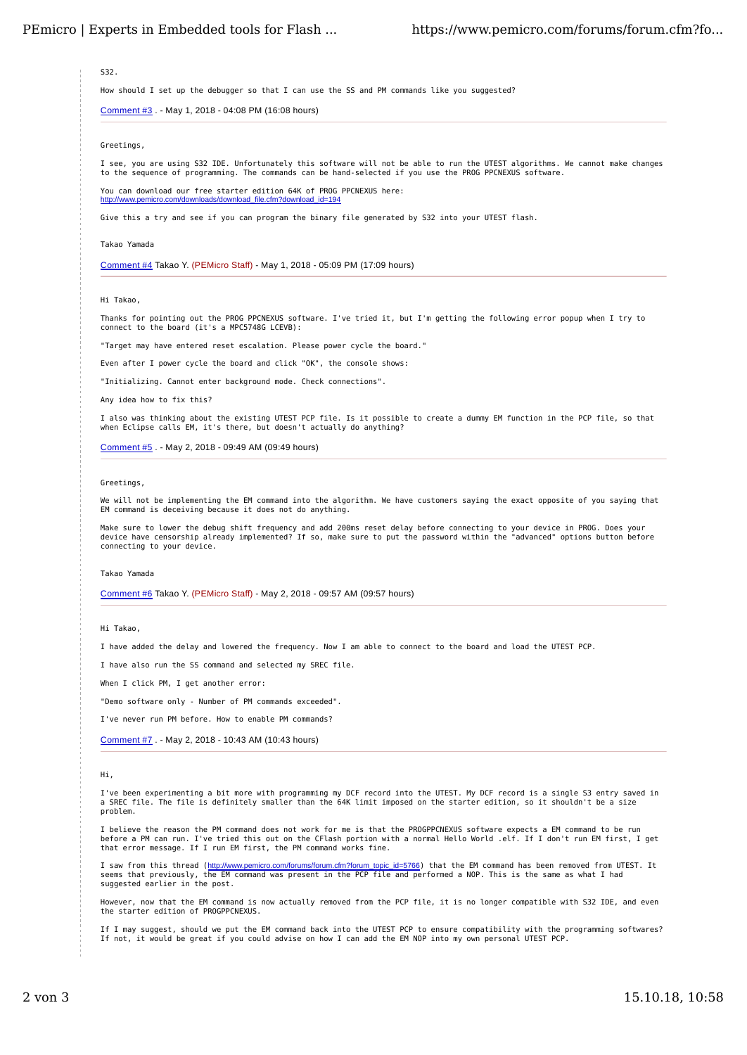S32.

How should I set up the debugger so that I can use the SS and PM commands like you suggested?

Comment #3 . - May 1, 2018 - 04:08 PM (16:08 hours)

---

Greetings,

I see, you are using S32 IDE. Unfortunately this software will not be able to run the UTEST algorithms. We cannot make changes to the sequence of programming. The commands can be hand-selected if you use the PROG PPCNEXUS software.

You can download our free starter edition 64K of PROG PPCNEXUS here:
http://www.pemicro.com/downloads/download_file.cfm?download_id=194

Give this a try and see if you can program the binary file generated by S32 into your UTEST flash.

Takao Yamada

Comment #4 Takao Y. (PEMicro Staff) - May 1, 2018 - 05:09 PM (17:09 hours)

---

Hi Takao,

Thanks for pointing out the PROG PPCNEXUS software. I've tried it, but I'm getting the following error popup when I try to connect to the board (it's a MPC5748G LCEVB):

"Target may have entered reset escalation. Please power cycle the board."

Even after I power cycle the board and click "OK", the console shows:

"Initializing. Cannot enter background mode. Check connections".

Any idea how to fix this?

I also was thinking about the existing UTEST PCP file. Is it possible to create a dummy EM function in the PCP file, so that when Eclipse calls EM, it's there, but doesn't actually do anything?

Comment #5 . - May 2, 2018 - 09:49 AM (09:49 hours)

---

Greetings,

We will not be implementing the EM command into the algorithm. We have customers saying the exact opposite of you saying that EM command is deceiving because it does not do anything.

Make sure to lower the debug shift frequency and add 200ms reset delay before connecting to your device in PROG. Does your device have censorship already implemented? If so, make sure to put the password within the "advanced" options button before connecting to your device.

Takao Yamada

Comment #6 Takao Y. (PEMicro Staff) - May 2, 2018 - 09:57 AM (09:57 hours)

---

Hi Takao,

I have added the delay and lowered the frequency. Now I am able to connect to the board and load the UTEST PCP.

I have also run the SS command and selected my SREC file.

When I click PM, I get another error:

"Demo software only - Number of PM commands exceeded".

I've never run PM before. How to enable PM commands?

Comment #7 . - May 2, 2018 - 10:43 AM (10:43 hours)

---

Hi,

I've been experimenting a bit more with programming my DCF record into the UTEST. My DCF record is a single S3 entry saved in a SREC file. The file is definitely smaller than the 64K limit imposed on the starter edition, so it shouldn't be a size problem.

I believe the reason the PM command does not work for me is that the PROGPPCNEXUS software expects a EM command to be run before a PM can run. I've tried this out on the CFlash portion with a normal Hello World .elf. If I don't run EM first, I get that error message. If I run EM first, the PM command works fine.

I saw from this thread (http://www.pemicro.com/forums/forum.cfm?forum_topic_id=5766) that the EM command has been removed from UTEST. It seems that previously, the EM command was present in the PCP file and performed a NOP. This is the same as what I had suggested earlier in the post.

However, now that the EM command is now actually removed from the PCP file, it is no longer compatible with S32 IDE, and even the starter edition of PROGPPCNEXUS.

If I may suggest, should we put the EM command back into the UTEST PCP to ensure compatibility with the programming softwares? If not, it would be great if you could advise on how I can add the EM NOP into my own personal UTEST PCP.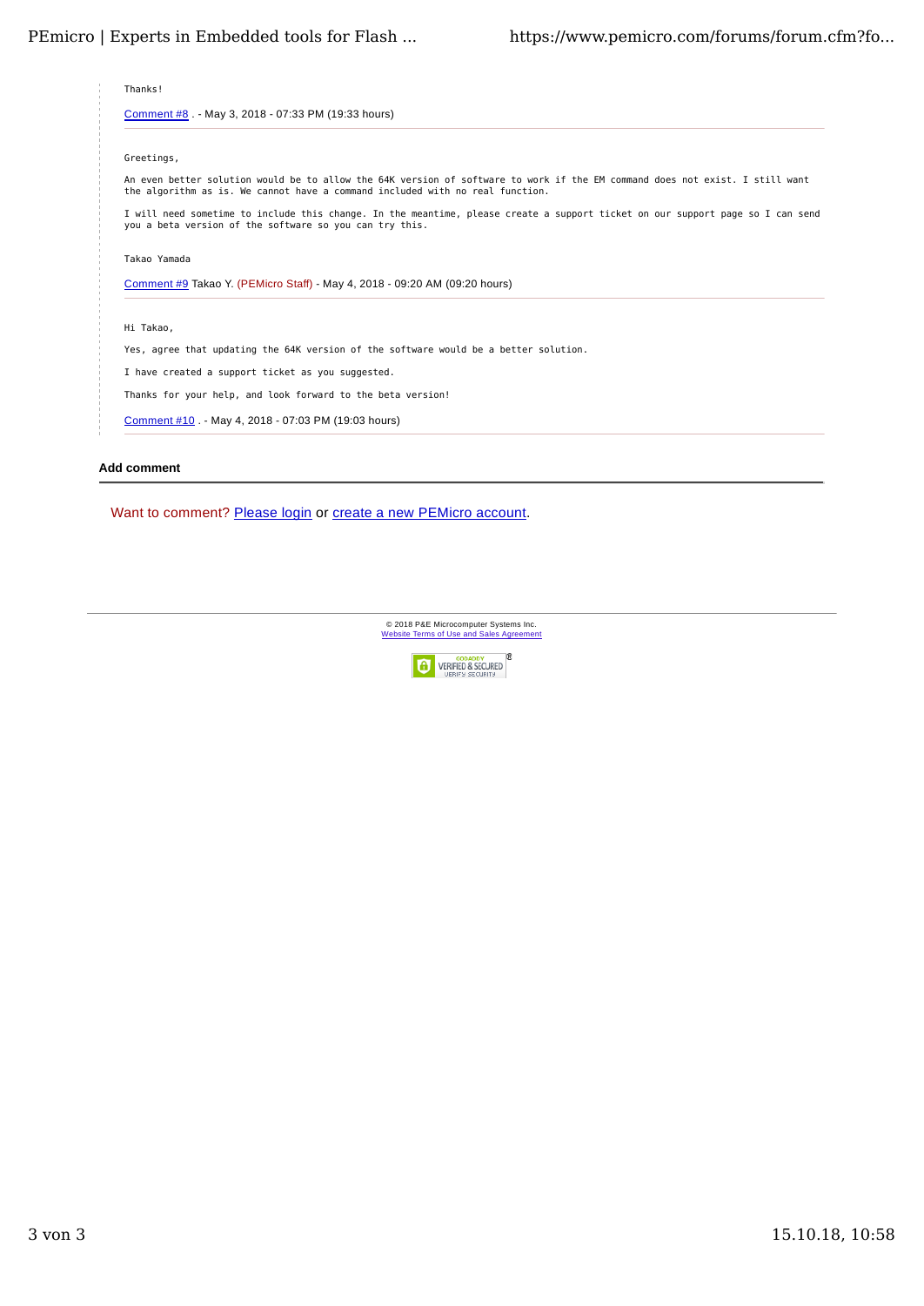Thanks!

Comment #8 . - May 3, 2018 - 07:33 PM (19:33 hours)

---

Greetings,

An even better solution would be to allow the 64K version of software to work if the EM command does not exist. I still want the algorithm as is. We cannot have a command included with no real function.

I will need sometime to include this change. In the meantime, please create a support ticket on our support page so I can send you a beta version of the software so you can try this.

Takao Yamada

Comment #9 Takao Y. (PEMicro Staff) - May 4, 2018 - 09:20 AM (09:20 hours)

---

Hi Takao,

Yes, agree that updating the 64K version of the software would be a better solution.

I have created a support ticket as you suggested.

Thanks for your help, and look forward to the beta version!

Comment #10 . - May 4, 2018 - 07:03 PM (19:03 hours)

---

**Add comment**

Want to comment? Please login or create a new PEMicro account.

© 2018 P&E Microcomputer Systems Inc.
Website Terms of Use and Sales Agreement

GODADDY VERIFIED & SECURED VERIFY SECURITY